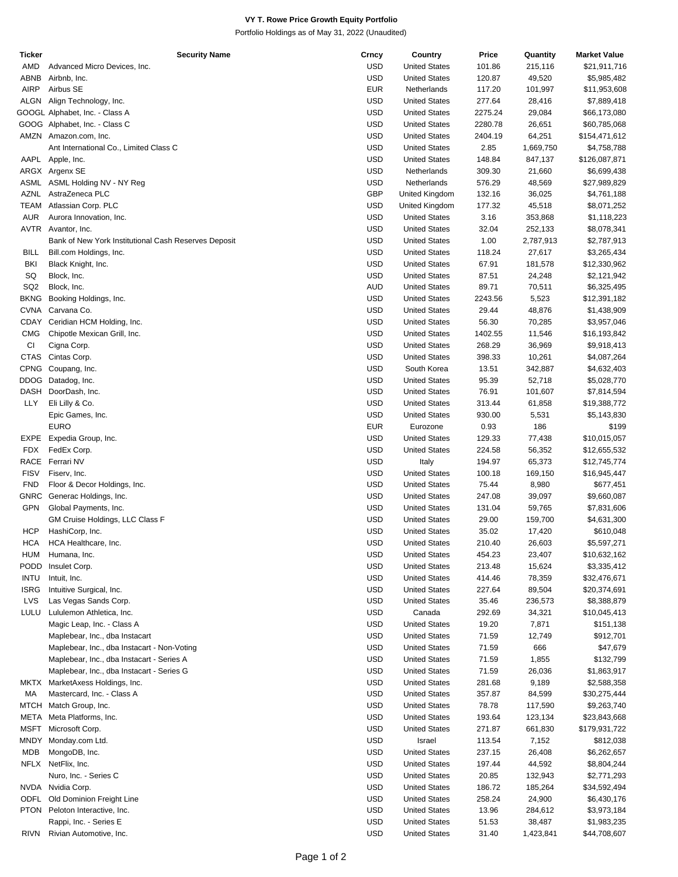**VY T. Rowe Price Growth Equity Portfolio**

Portfolio Holdings as of May 31, 2022 (Unaudited)

| Ticker | Security Name | Crncy | Country | Price | Quantity | Market Value |
|---|---|---|---|---|---|---|
| AMD | Advanced Micro Devices, Inc. | USD | United States | 101.86 | 215,116 | $21,911,716 |
| ABNB | Airbnb, Inc. | USD | United States | 120.87 | 49,520 | $5,985,482 |
| AIRP | Airbus SE | EUR | Netherlands | 117.20 | 101,997 | $11,953,608 |
| ALGN | Align Technology, Inc. | USD | United States | 277.64 | 28,416 | $7,889,418 |
| GOOGL | Alphabet, Inc. - Class A | USD | United States | 2275.24 | 29,084 | $66,173,080 |
| GOOG | Alphabet, Inc. - Class C | USD | United States | 2280.78 | 26,651 | $60,785,068 |
| AMZN | Amazon.com, Inc. | USD | United States | 2404.19 | 64,251 | $154,471,612 |
| | Ant International Co., Limited Class C | USD | United States | 2.85 | 1,669,750 | $4,758,788 |
| AAPL | Apple, Inc. | USD | United States | 148.84 | 847,137 | $126,087,871 |
| ARGX | Argenx SE | USD | Netherlands | 309.30 | 21,660 | $6,699,438 |
| ASML | ASML Holding NV - NY Reg | USD | Netherlands | 576.29 | 48,569 | $27,989,829 |
| AZNL | AstraZeneca PLC | GBP | United Kingdom | 132.16 | 36,025 | $4,761,188 |
| TEAM | Atlassian Corp. PLC | USD | United Kingdom | 177.32 | 45,518 | $8,071,252 |
| AUR | Aurora Innovation, Inc. | USD | United States | 3.16 | 353,868 | $1,118,223 |
| AVTR | Avantor, Inc. | USD | United States | 32.04 | 252,133 | $8,078,341 |
| | Bank of New York Institutional Cash Reserves Deposit | USD | United States | 1.00 | 2,787,913 | $2,787,913 |
| BILL | Bill.com Holdings, Inc. | USD | United States | 118.24 | 27,617 | $3,265,434 |
| BKI | Black Knight, Inc. | USD | United States | 67.91 | 181,578 | $12,330,962 |
| SQ | Block, Inc. | USD | United States | 87.51 | 24,248 | $2,121,942 |
| SQ2 | Block, Inc. | AUD | United States | 89.71 | 70,511 | $6,325,495 |
| BKNG | Booking Holdings, Inc. | USD | United States | 2243.56 | 5,523 | $12,391,182 |
| CVNA | Carvana Co. | USD | United States | 29.44 | 48,876 | $1,438,909 |
| CDAY | Ceridian HCM Holding, Inc. | USD | United States | 56.30 | 70,285 | $3,957,046 |
| CMG | Chipotle Mexican Grill, Inc. | USD | United States | 1402.55 | 11,546 | $16,193,842 |
| CI | Cigna Corp. | USD | United States | 268.29 | 36,969 | $9,918,413 |
| CTAS | Cintas Corp. | USD | United States | 398.33 | 10,261 | $4,087,264 |
| CPNG | Coupang, Inc. | USD | South Korea | 13.51 | 342,887 | $4,632,403 |
| DDOG | Datadog, Inc. | USD | United States | 95.39 | 52,718 | $5,028,770 |
| DASH | DoorDash, Inc. | USD | United States | 76.91 | 101,607 | $7,814,594 |
| LLY | Eli Lilly & Co. | USD | United States | 313.44 | 61,858 | $19,388,772 |
| | Epic Games, Inc. | USD | United States | 930.00 | 5,531 | $5,143,830 |
| | EURO | EUR | Eurozone | 0.93 | 186 | $199 |
| EXPE | Expedia Group, Inc. | USD | United States | 129.33 | 77,438 | $10,015,057 |
| FDX | FedEx Corp. | USD | United States | 224.58 | 56,352 | $12,655,532 |
| RACE | Ferrari NV | USD | Italy | 194.97 | 65,373 | $12,745,774 |
| FISV | Fiserv, Inc. | USD | United States | 100.18 | 169,150 | $16,945,447 |
| FND | Floor & Decor Holdings, Inc. | USD | United States | 75.44 | 8,980 | $677,451 |
| GNRC | Generac Holdings, Inc. | USD | United States | 247.08 | 39,097 | $9,660,087 |
| GPN | Global Payments, Inc. | USD | United States | 131.04 | 59,765 | $7,831,606 |
| | GM Cruise Holdings, LLC Class F | USD | United States | 29.00 | 159,700 | $4,631,300 |
| HCP | HashiCorp, Inc. | USD | United States | 35.02 | 17,420 | $610,048 |
| HCA | HCA Healthcare, Inc. | USD | United States | 210.40 | 26,603 | $5,597,271 |
| HUM | Humana, Inc. | USD | United States | 454.23 | 23,407 | $10,632,162 |
| PODD | Insulet Corp. | USD | United States | 213.48 | 15,624 | $3,335,412 |
| INTU | Intuit, Inc. | USD | United States | 414.46 | 78,359 | $32,476,671 |
| ISRG | Intuitive Surgical, Inc. | USD | United States | 227.64 | 89,504 | $20,374,691 |
| LVS | Las Vegas Sands Corp. | USD | United States | 35.46 | 236,573 | $8,388,879 |
| LULU | Lululemon Athletica, Inc. | USD | Canada | 292.69 | 34,321 | $10,045,413 |
| | Magic Leap, Inc. - Class A | USD | United States | 19.20 | 7,871 | $151,138 |
| | Maplebear, Inc., dba Instacart | USD | United States | 71.59 | 12,749 | $912,701 |
| | Maplebear, Inc., dba Instacart - Non-Voting | USD | United States | 71.59 | 666 | $47,679 |
| | Maplebear, Inc., dba Instacart - Series A | USD | United States | 71.59 | 1,855 | $132,799 |
| | Maplebear, Inc., dba Instacart - Series G | USD | United States | 71.59 | 26,036 | $1,863,917 |
| MKTX | MarketAxess Holdings, Inc. | USD | United States | 281.68 | 9,189 | $2,588,358 |
| MA | Mastercard, Inc. - Class A | USD | United States | 357.87 | 84,599 | $30,275,444 |
| MTCH | Match Group, Inc. | USD | United States | 78.78 | 117,590 | $9,263,740 |
| META | Meta Platforms, Inc. | USD | United States | 193.64 | 123,134 | $23,843,668 |
| MSFT | Microsoft Corp. | USD | United States | 271.87 | 661,830 | $179,931,722 |
| MNDY | Monday.com Ltd. | USD | Israel | 113.54 | 7,152 | $812,038 |
| MDB | MongoDB, Inc. | USD | United States | 237.15 | 26,408 | $6,262,657 |
| NFLX | NetFlix, Inc. | USD | United States | 197.44 | 44,592 | $8,804,244 |
| | Nuro, Inc. - Series C | USD | United States | 20.85 | 132,943 | $2,771,293 |
| NVDA | Nvidia Corp. | USD | United States | 186.72 | 185,264 | $34,592,494 |
| ODFL | Old Dominion Freight Line | USD | United States | 258.24 | 24,900 | $6,430,176 |
| PTON | Peloton Interactive, Inc. | USD | United States | 13.96 | 284,612 | $3,973,184 |
| | Rappi, Inc. - Series E | USD | United States | 51.53 | 38,487 | $1,983,235 |
| RIVN | Rivian Automotive, Inc. | USD | United States | 31.40 | 1,423,841 | $44,708,607 |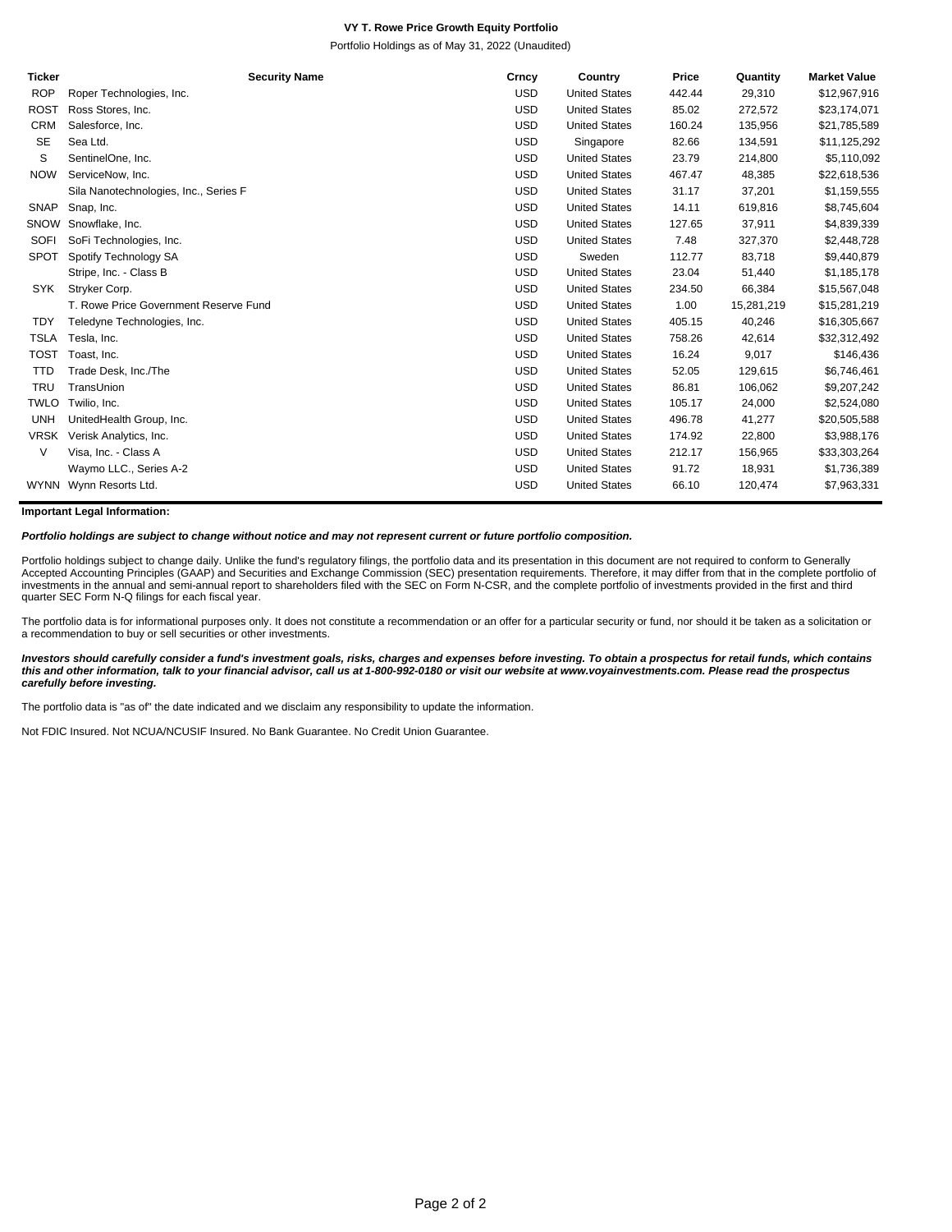**VY T. Rowe Price Growth Equity Portfolio**

Portfolio Holdings as of May 31, 2022 (Unaudited)

| Ticker | Security Name | Crncy | Country | Price | Quantity | Market Value |
|---|---|---|---|---|---|---|
| ROP | Roper Technologies, Inc. | USD | United States | 442.44 | 29,310 | $12,967,916 |
| ROST | Ross Stores, Inc. | USD | United States | 85.02 | 272,572 | $23,174,071 |
| CRM | Salesforce, Inc. | USD | United States | 160.24 | 135,956 | $21,785,589 |
| SE | Sea Ltd. | USD | Singapore | 82.66 | 134,591 | $11,125,292 |
| S | SentinelOne, Inc. | USD | United States | 23.79 | 214,800 | $5,110,092 |
| NOW | ServiceNow, Inc. | USD | United States | 467.47 | 48,385 | $22,618,536 |
| | Sila Nanotechnologies, Inc., Series F | USD | United States | 31.17 | 37,201 | $1,159,555 |
| SNAP | Snap, Inc. | USD | United States | 14.11 | 619,816 | $8,745,604 |
| SNOW | Snowflake, Inc. | USD | United States | 127.65 | 37,911 | $4,839,339 |
| SOFI | SoFi Technologies, Inc. | USD | United States | 7.48 | 327,370 | $2,448,728 |
| SPOT | Spotify Technology SA | USD | Sweden | 112.77 | 83,718 | $9,440,879 |
| | Stripe, Inc. - Class B | USD | United States | 23.04 | 51,440 | $1,185,178 |
| SYK | Stryker Corp. | USD | United States | 234.50 | 66,384 | $15,567,048 |
| | T. Rowe Price Government Reserve Fund | USD | United States | 1.00 | 15,281,219 | $15,281,219 |
| TDY | Teledyne Technologies, Inc. | USD | United States | 405.15 | 40,246 | $16,305,667 |
| TSLA | Tesla, Inc. | USD | United States | 758.26 | 42,614 | $32,312,492 |
| TOST | Toast, Inc. | USD | United States | 16.24 | 9,017 | $146,436 |
| TTD | Trade Desk, Inc./The | USD | United States | 52.05 | 129,615 | $6,746,461 |
| TRU | TransUnion | USD | United States | 86.81 | 106,062 | $9,207,242 |
| TWLO | Twilio, Inc. | USD | United States | 105.17 | 24,000 | $2,524,080 |
| UNH | UnitedHealth Group, Inc. | USD | United States | 496.78 | 41,277 | $20,505,588 |
| VRSK | Verisk Analytics, Inc. | USD | United States | 174.92 | 22,800 | $3,988,176 |
| V | Visa, Inc. - Class A | USD | United States | 212.17 | 156,965 | $33,303,264 |
| | Waymo LLC., Series A-2 | USD | United States | 91.72 | 18,931 | $1,736,389 |
| WYNN | Wynn Resorts Ltd. | USD | United States | 66.10 | 120,474 | $7,963,331 |

**Important Legal Information:**

***Portfolio holdings are subject to change without notice and may not represent current or future portfolio composition.***

Portfolio holdings subject to change daily. Unlike the fund's regulatory filings, the portfolio data and its presentation in this document are not required to conform to Generally Accepted Accounting Principles (GAAP) and Securities and Exchange Commission (SEC) presentation requirements. Therefore, it may differ from that in the complete portfolio of investments in the annual and semi-annual report to shareholders filed with the SEC on Form N-CSR, and the complete portfolio of investments provided in the first and third quarter SEC Form N-Q filings for each fiscal year.

The portfolio data is for informational purposes only. It does not constitute a recommendation or an offer for a particular security or fund, nor should it be taken as a solicitation or a recommendation to buy or sell securities or other investments.

***Investors should carefully consider a fund's investment goals, risks, charges and expenses before investing. To obtain a prospectus for retail funds, which contains this and other information, talk to your financial advisor, call us at 1-800-992-0180 or visit our website at www.voyainvestments.com. Please read the prospectus carefully before investing.***

The portfolio data is "as of" the date indicated and we disclaim any responsibility to update the information.

Not FDIC Insured. Not NCUA/NCUSIF Insured. No Bank Guarantee. No Credit Union Guarantee.